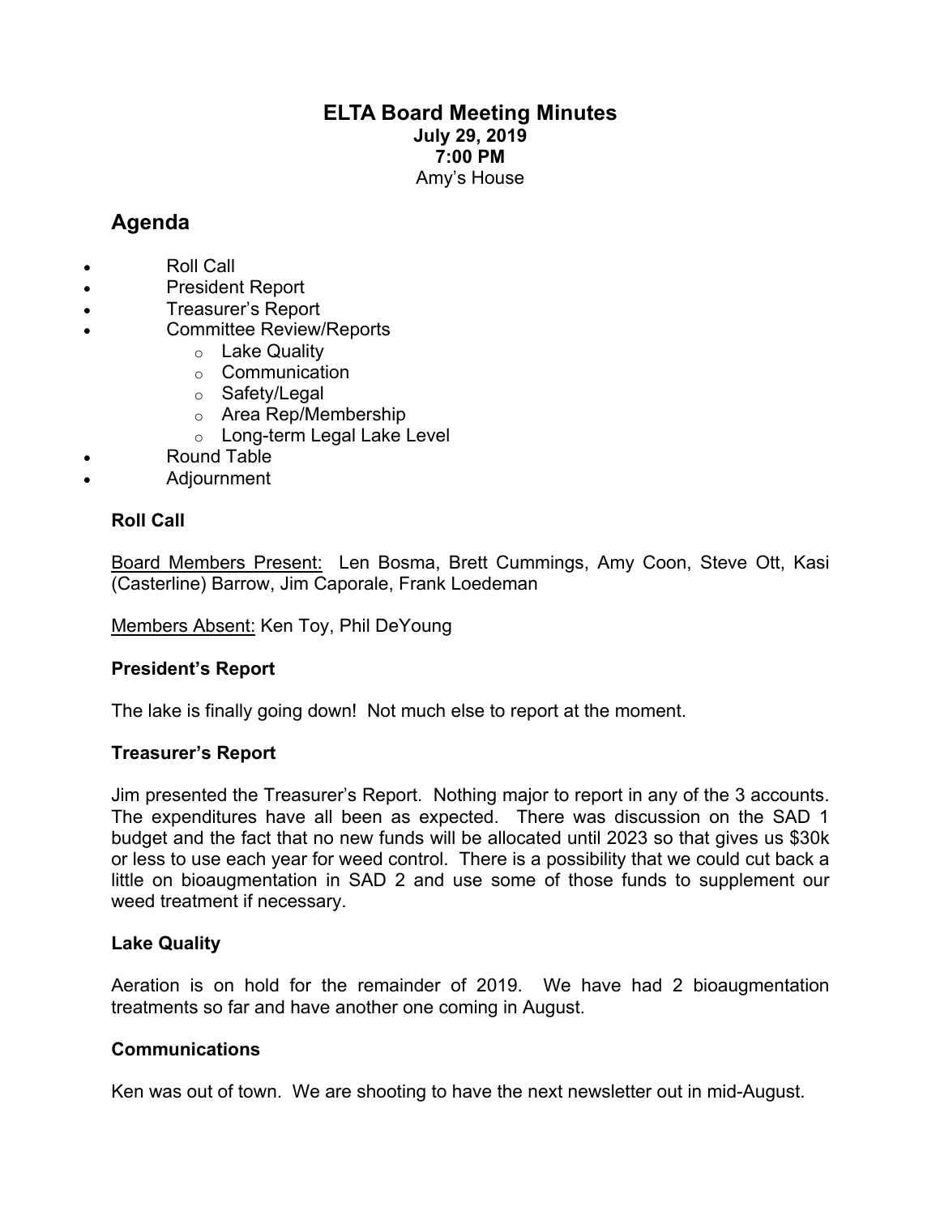# ELTA Board Meeting Minutes

**July 29, 2019**
**7:00 PM**
Amy's House

## Agenda

- Roll Call
- President Report
- Treasurer's Report
- Committee Review/Reports
  - Lake Quality
  - Communication
  - Safety/Legal
  - Area Rep/Membership
  - Long-term Legal Lake Level
- Round Table
- Adjournment

### Roll Call

Board Members Present: Len Bosma, Brett Cummings, Amy Coon, Steve Ott, Kasi (Casterline) Barrow, Jim Caporale, Frank Loedeman

Members Absent: Ken Toy, Phil DeYoung

### President's Report

The lake is finally going down! Not much else to report at the moment.

### Treasurer's Report

Jim presented the Treasurer's Report. Nothing major to report in any of the 3 accounts. The expenditures have all been as expected. There was discussion on the SAD 1 budget and the fact that no new funds will be allocated until 2023 so that gives us $30k or less to use each year for weed control. There is a possibility that we could cut back a little on bioaugmentation in SAD 2 and use some of those funds to supplement our weed treatment if necessary.

### Lake Quality

Aeration is on hold for the remainder of 2019. We have had 2 bioaugmentation treatments so far and have another one coming in August.

### Communications

Ken was out of town. We are shooting to have the next newsletter out in mid-August.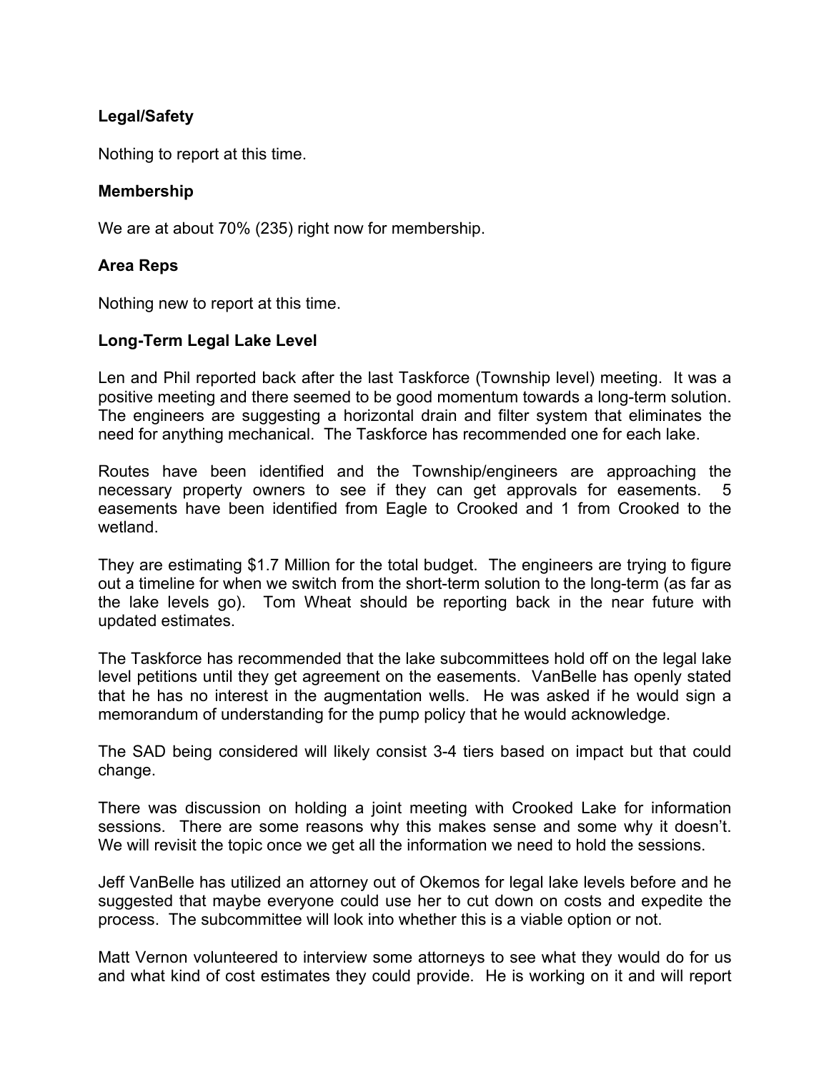**Legal/Safety**

Nothing to report at this time.

**Membership**

We are at about 70% (235) right now for membership.

**Area Reps**

Nothing new to report at this time.

**Long-Term Legal Lake Level**

Len and Phil reported back after the last Taskforce (Township level) meeting. It was a positive meeting and there seemed to be good momentum towards a long-term solution. The engineers are suggesting a horizontal drain and filter system that eliminates the need for anything mechanical. The Taskforce has recommended one for each lake.

Routes have been identified and the Township/engineers are approaching the necessary property owners to see if they can get approvals for easements. 5 easements have been identified from Eagle to Crooked and 1 from Crooked to the wetland.

They are estimating $1.7 Million for the total budget. The engineers are trying to figure out a timeline for when we switch from the short-term solution to the long-term (as far as the lake levels go). Tom Wheat should be reporting back in the near future with updated estimates.

The Taskforce has recommended that the lake subcommittees hold off on the legal lake level petitions until they get agreement on the easements. VanBelle has openly stated that he has no interest in the augmentation wells. He was asked if he would sign a memorandum of understanding for the pump policy that he would acknowledge.

The SAD being considered will likely consist 3-4 tiers based on impact but that could change.

There was discussion on holding a joint meeting with Crooked Lake for information sessions. There are some reasons why this makes sense and some why it doesn't. We will revisit the topic once we get all the information we need to hold the sessions.

Jeff VanBelle has utilized an attorney out of Okemos for legal lake levels before and he suggested that maybe everyone could use her to cut down on costs and expedite the process. The subcommittee will look into whether this is a viable option or not.

Matt Vernon volunteered to interview some attorneys to see what they would do for us and what kind of cost estimates they could provide. He is working on it and will report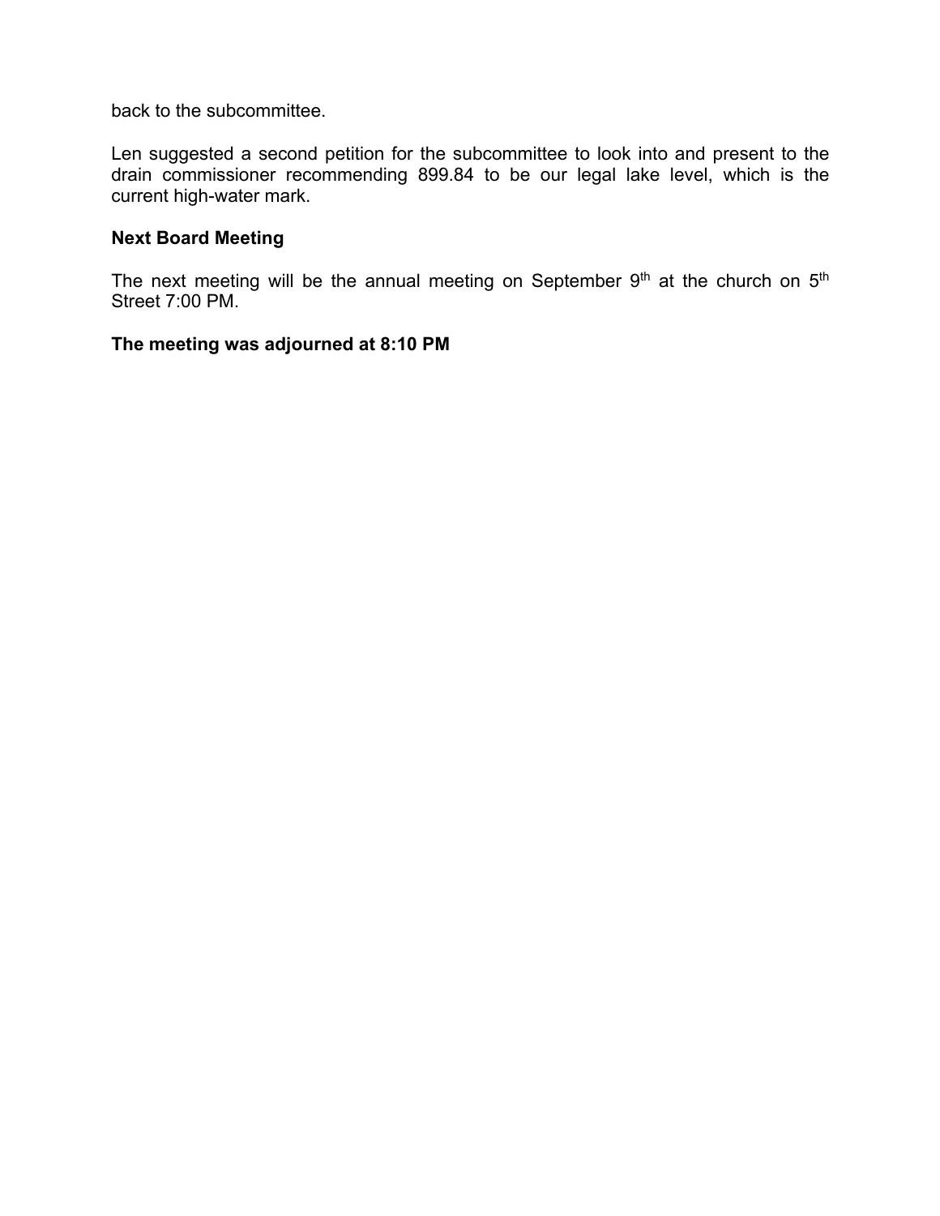back to the subcommittee.

Len suggested a second petition for the subcommittee to look into and present to the drain commissioner recommending 899.84 to be our legal lake level, which is the current high-water mark.

**Next Board Meeting**

The next meeting will be the annual meeting on September 9th at the church on 5th Street 7:00 PM.

**The meeting was adjourned at 8:10 PM**